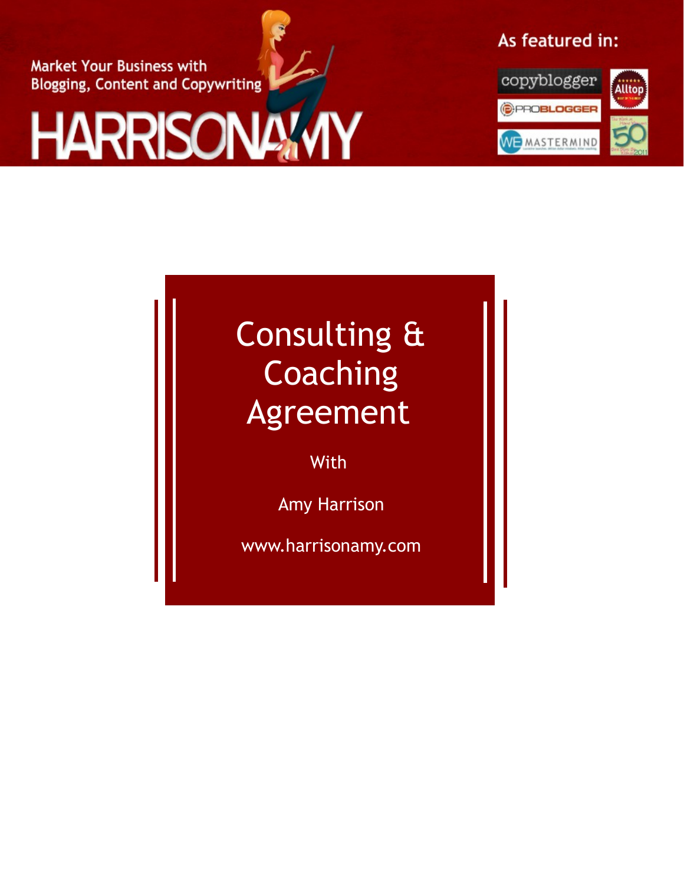Market Your Business with Blogging, Content and Copywriting

HARRISONAMY

As featured in:

copyblogger

PROBLOGGER

WE MASTERMIND

Alltop

# Consulting & Coaching Agreement

With

Amy Harrison

www.harrisonamy.com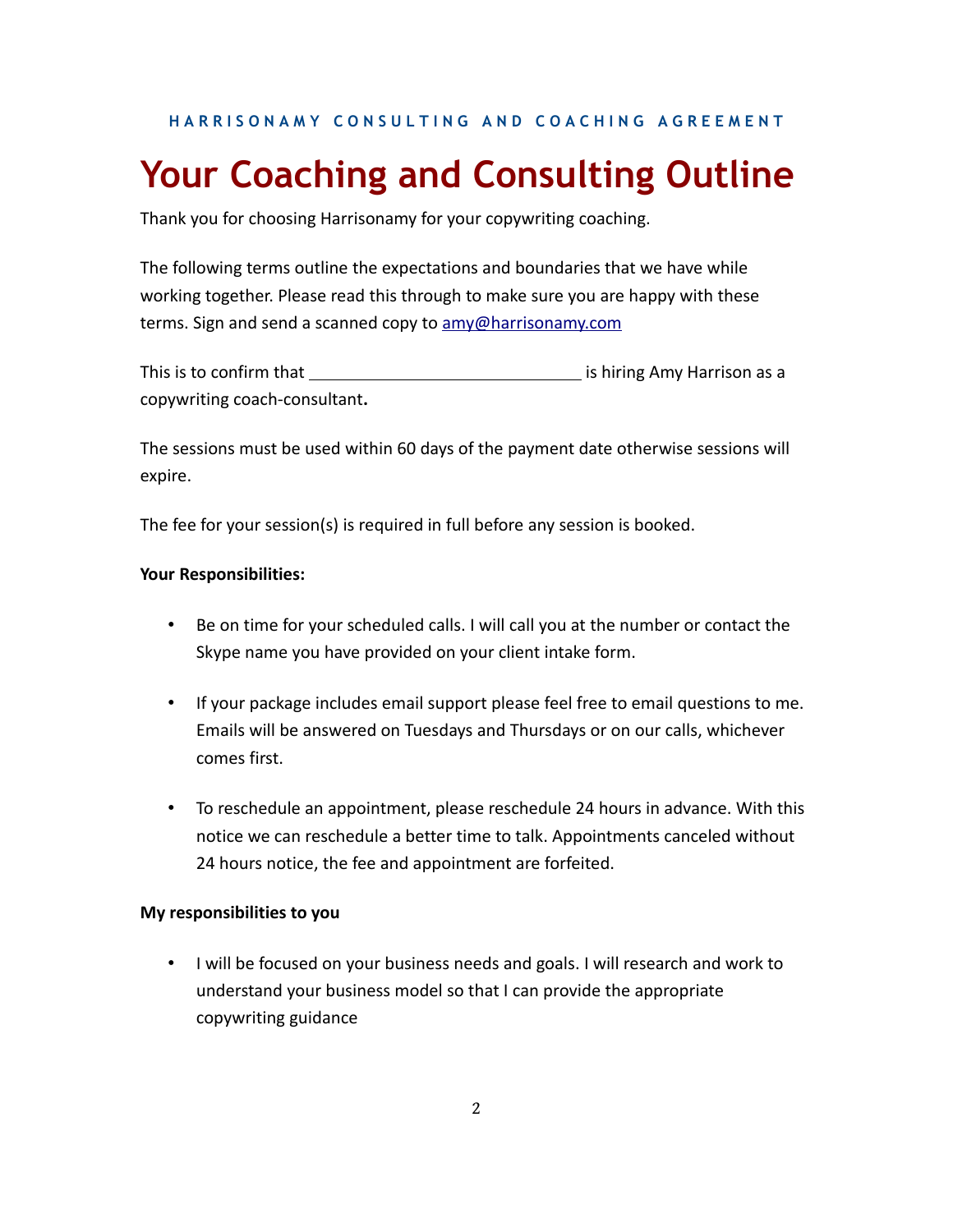HARRISONAMY CONSULTING AND COACHING AGREEMENT

# Your Coaching and Consulting Outline

Thank you for choosing Harrisonamy for your copywriting coaching.

The following terms outline the expectations and boundaries that we have while working together. Please read this through to make sure you are happy with these terms. Sign and send a scanned copy to amy@harrisonamy.com

This is to confirm that ______________________________ is hiring Amy Harrison as a copywriting coach-consultant**.**

The sessions must be used within 60 days of the payment date otherwise sessions will expire.

The fee for your session(s) is required in full before any session is booked.

**Your Responsibilities:**

- Be on time for your scheduled calls. I will call you at the number or contact the Skype name you have provided on your client intake form.
- If your package includes email support please feel free to email questions to me. Emails will be answered on Tuesdays and Thursdays or on our calls, whichever comes first.
- To reschedule an appointment, please reschedule 24 hours in advance. With this notice we can reschedule a better time to talk. Appointments canceled without 24 hours notice, the fee and appointment are forfeited.

**My responsibilities to you**

- I will be focused on your business needs and goals. I will research and work to understand your business model so that I can provide the appropriate copywriting guidance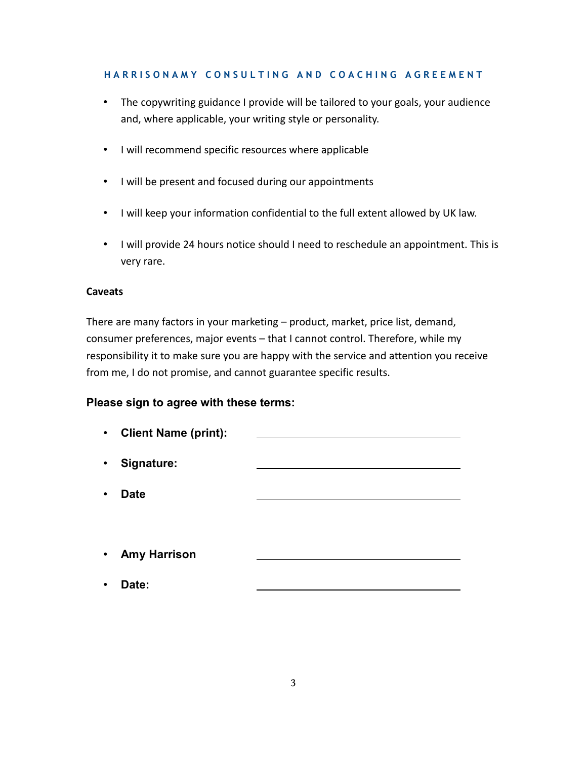HARRISONAMY CONSULTING AND COACHING AGREEMENT

- The copywriting guidance I provide will be tailored to your goals, your audience and, where applicable, your writing style or personality.
- I will recommend specific resources where applicable
- I will be present and focused during our appointments
- I will keep your information confidential to the full extent allowed by UK law.
- I will provide 24 hours notice should I need to reschedule an appointment. This is very rare.

**Caveats**

There are many factors in your marketing – product, market, price list, demand, consumer preferences, major events – that I cannot control. Therefore, while my responsibility it to make sure you are happy with the service and attention you receive from me, I do not promise, and cannot guarantee specific results.

**Please sign to agree with these terms:**

- **Client Name (print):** ______________________________
- **Signature:** ______________________________
- **Date** ______________________________

- **Amy Harrison** ______________________________
- **Date:** ______________________________